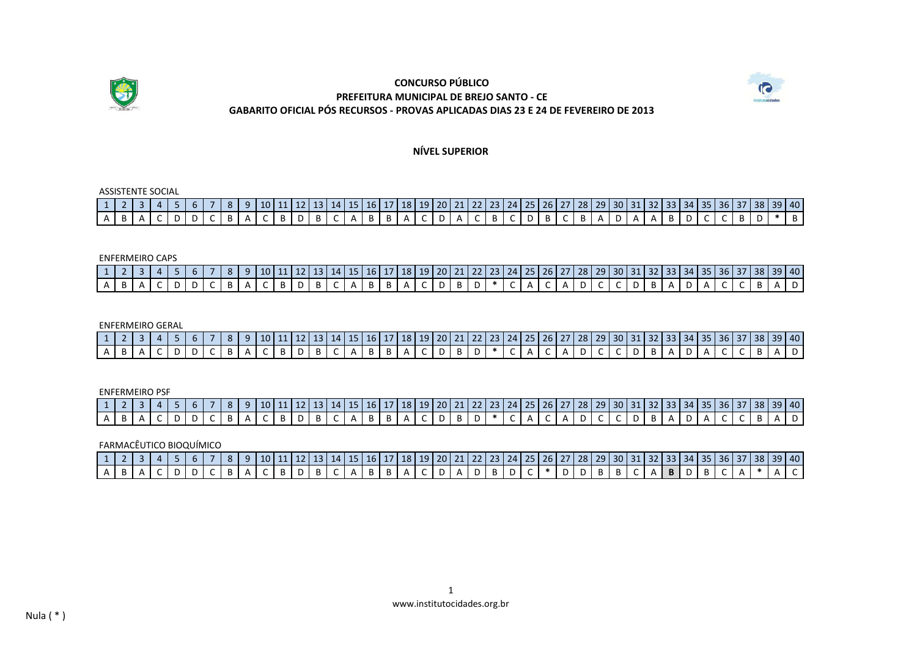**CONCURSO PÚBLICO**
**PREFEITURA MUNICIPAL DE BREJO SANTO - CE**
**GABARITO OFICIAL PÓS RECURSOS - PROVAS APLICADAS DIAS 23 E 24 DE FEVEREIRO DE 2013**

## NÍVEL SUPERIOR

ASSISTENTE SOCIAL

| 1 | 2 | 3 | 4 | 5 | 6 | 7 | 8 | 9 | 10 | 11 | 12 | 13 | 14 | 15 | 16 | 17 | 18 | 19 | 20 | 21 | 22 | 23 | 24 | 25 | 26 | 27 | 28 | 29 | 30 | 31 | 32 | 33 | 34 | 35 | 36 | 37 | 38 | 39 | 40 |
|---|---|---|---|---|---|---|---|---|---|---|---|---|---|---|---|---|---|---|---|---|---|---|---|---|---|---|---|---|---|---|---|---|---|---|---|---|---|---|---|
| A | B | A | C | D | D | C | B | A | C | B | D | B | C | A | B | B | A | C | D | A | C | B | C | D | B | C | B | A | D | A | A | B | D | C | C | B | D | * | B |

ENFERMEIRO CAPS

| 1 | 2 | 3 | 4 | 5 | 6 | 7 | 8 | 9 | 10 | 11 | 12 | 13 | 14 | 15 | 16 | 17 | 18 | 19 | 20 | 21 | 22 | 23 | 24 | 25 | 26 | 27 | 28 | 29 | 30 | 31 | 32 | 33 | 34 | 35 | 36 | 37 | 38 | 39 | 40 |
|---|---|---|---|---|---|---|---|---|---|---|---|---|---|---|---|---|---|---|---|---|---|---|---|---|---|---|---|---|---|---|---|---|---|---|---|---|---|---|---|
| A | B | A | C | D | D | C | B | A | C | B | D | B | C | A | B | B | A | C | D | B | D | * | C | A | C | A | D | C | C | D | B | A | D | A | C | C | B | A | D |

ENFERMEIRO GERAL

| 1 | 2 | 3 | 4 | 5 | 6 | 7 | 8 | 9 | 10 | 11 | 12 | 13 | 14 | 15 | 16 | 17 | 18 | 19 | 20 | 21 | 22 | 23 | 24 | 25 | 26 | 27 | 28 | 29 | 30 | 31 | 32 | 33 | 34 | 35 | 36 | 37 | 38 | 39 | 40 |
|---|---|---|---|---|---|---|---|---|---|---|---|---|---|---|---|---|---|---|---|---|---|---|---|---|---|---|---|---|---|---|---|---|---|---|---|---|---|---|---|
| A | B | A | C | D | D | C | B | A | C | B | D | B | C | A | B | B | A | C | D | B | D | * | C | A | C | A | D | C | C | D | B | A | D | A | C | C | B | A | D |

ENFERMEIRO PSF

| 1 | 2 | 3 | 4 | 5 | 6 | 7 | 8 | 9 | 10 | 11 | 12 | 13 | 14 | 15 | 16 | 17 | 18 | 19 | 20 | 21 | 22 | 23 | 24 | 25 | 26 | 27 | 28 | 29 | 30 | 31 | 32 | 33 | 34 | 35 | 36 | 37 | 38 | 39 | 40 |
|---|---|---|---|---|---|---|---|---|---|---|---|---|---|---|---|---|---|---|---|---|---|---|---|---|---|---|---|---|---|---|---|---|---|---|---|---|---|---|---|
| A | B | A | C | D | D | C | B | A | C | B | D | B | C | A | B | B | A | C | D | B | D | * | C | A | C | A | D | C | C | D | B | A | D | A | C | C | B | A | D |

FARMACÊUTICO BIOQUÍMICO

| 1 | 2 | 3 | 4 | 5 | 6 | 7 | 8 | 9 | 10 | 11 | 12 | 13 | 14 | 15 | 16 | 17 | 18 | 19 | 20 | 21 | 22 | 23 | 24 | 25 | 26 | 27 | 28 | 29 | 30 | 31 | 32 | 33 | 34 | 35 | 36 | 37 | 38 | 39 | 40 |
|---|---|---|---|---|---|---|---|---|---|---|---|---|---|---|---|---|---|---|---|---|---|---|---|---|---|---|---|---|---|---|---|---|---|---|---|---|---|---|---|
| A | B | A | C | D | D | C | B | A | C | B | D | B | C | A | B | B | A | C | D | A | D | B | D | C | * | D | D | B | B | C | A | **B** | D | B | C | A | * | A | C |

Nula ( * )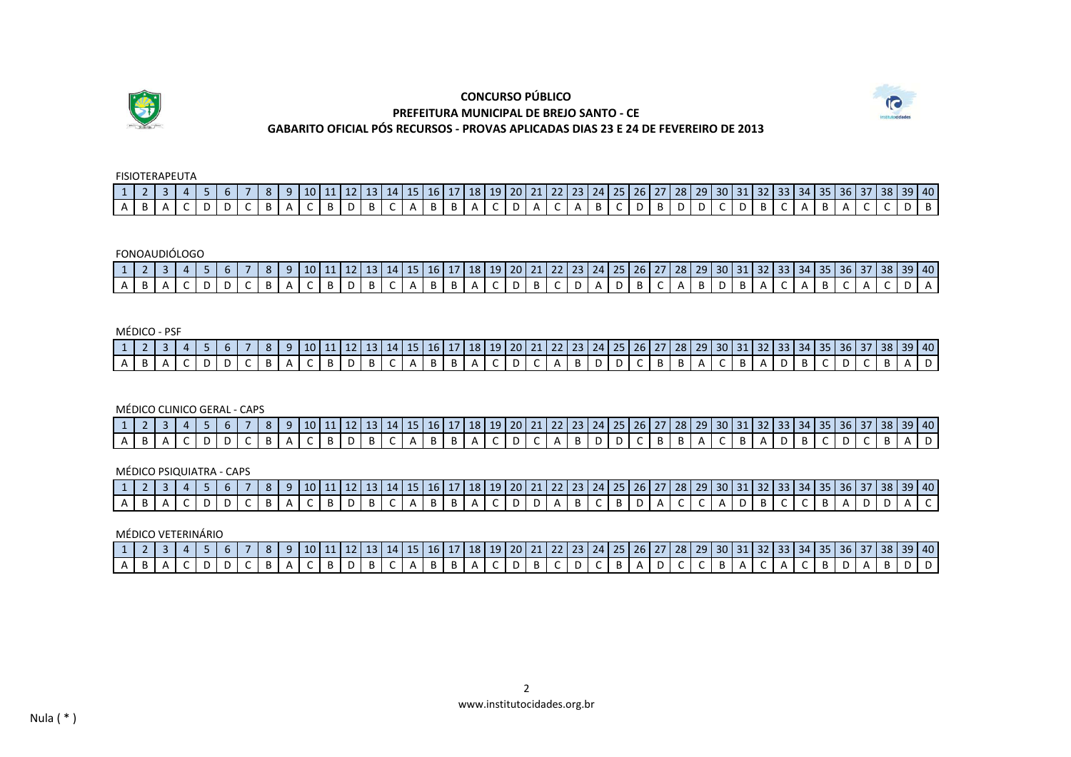# CONCURSO PÚBLICO
## PREFEITURA MUNICIPAL DE BREJO SANTO - CE
### GABARITO OFICIAL PÓS RECURSOS - PROVAS APLICADAS DIAS 23 E 24 DE FEVEREIRO DE 2013

FISIOTERAPEUTA

| 1 | 2 | 3 | 4 | 5 | 6 | 7 | 8 | 9 | 10 | 11 | 12 | 13 | 14 | 15 | 16 | 17 | 18 | 19 | 20 | 21 | 22 | 23 | 24 | 25 | 26 | 27 | 28 | 29 | 30 | 31 | 32 | 33 | 34 | 35 | 36 | 37 | 38 | 39 | 40 |
|---|---|---|---|---|---|---|---|---|---|---|---|---|---|---|---|---|---|---|---|---|---|---|---|---|---|---|---|---|---|---|---|---|---|---|---|---|---|---|---|
| A | B | A | C | D | D | C | B | A | C | B | D | B | C | A | B | B | A | C | D | A | C | A | B | C | D | B | D | D | C | D | B | C | A | B | A | C | C | D | B |

FONOAUDIÓLOGO

| 1 | 2 | 3 | 4 | 5 | 6 | 7 | 8 | 9 | 10 | 11 | 12 | 13 | 14 | 15 | 16 | 17 | 18 | 19 | 20 | 21 | 22 | 23 | 24 | 25 | 26 | 27 | 28 | 29 | 30 | 31 | 32 | 33 | 34 | 35 | 36 | 37 | 38 | 39 | 40 |
|---|---|---|---|---|---|---|---|---|---|---|---|---|---|---|---|---|---|---|---|---|---|---|---|---|---|---|---|---|---|---|---|---|---|---|---|---|---|---|---|
| A | B | A | C | D | D | C | B | A | C | B | D | B | C | A | B | B | A | C | D | B | C | D | A | D | B | C | A | B | D | B | A | C | A | B | C | A | C | D | A |

MÉDICO - PSF

| 1 | 2 | 3 | 4 | 5 | 6 | 7 | 8 | 9 | 10 | 11 | 12 | 13 | 14 | 15 | 16 | 17 | 18 | 19 | 20 | 21 | 22 | 23 | 24 | 25 | 26 | 27 | 28 | 29 | 30 | 31 | 32 | 33 | 34 | 35 | 36 | 37 | 38 | 39 | 40 |
|---|---|---|---|---|---|---|---|---|---|---|---|---|---|---|---|---|---|---|---|---|---|---|---|---|---|---|---|---|---|---|---|---|---|---|---|---|---|---|---|
| A | B | A | C | D | D | C | B | A | C | B | D | B | C | A | B | B | A | C | D | C | A | B | D | D | C | B | B | A | C | B | A | D | B | C | D | C | B | A | D |

MÉDICO CLINICO GERAL - CAPS

| 1 | 2 | 3 | 4 | 5 | 6 | 7 | 8 | 9 | 10 | 11 | 12 | 13 | 14 | 15 | 16 | 17 | 18 | 19 | 20 | 21 | 22 | 23 | 24 | 25 | 26 | 27 | 28 | 29 | 30 | 31 | 32 | 33 | 34 | 35 | 36 | 37 | 38 | 39 | 40 |
|---|---|---|---|---|---|---|---|---|---|---|---|---|---|---|---|---|---|---|---|---|---|---|---|---|---|---|---|---|---|---|---|---|---|---|---|---|---|---|---|
| A | B | A | C | D | D | C | B | A | C | B | D | B | C | A | B | B | A | C | D | C | A | B | D | D | C | B | B | A | C | B | A | D | B | C | D | C | B | A | D |

MÉDICO PSIQUIATRA - CAPS

| 1 | 2 | 3 | 4 | 5 | 6 | 7 | 8 | 9 | 10 | 11 | 12 | 13 | 14 | 15 | 16 | 17 | 18 | 19 | 20 | 21 | 22 | 23 | 24 | 25 | 26 | 27 | 28 | 29 | 30 | 31 | 32 | 33 | 34 | 35 | 36 | 37 | 38 | 39 | 40 |
|---|---|---|---|---|---|---|---|---|---|---|---|---|---|---|---|---|---|---|---|---|---|---|---|---|---|---|---|---|---|---|---|---|---|---|---|---|---|---|---|
| A | B | A | C | D | D | C | B | A | C | B | D | B | C | A | B | B | A | C | D | D | A | B | C | B | D | A | C | C | A | D | B | C | C | B | A | D | D | A | C |

MÉDICO VETERINÁRIO

| 1 | 2 | 3 | 4 | 5 | 6 | 7 | 8 | 9 | 10 | 11 | 12 | 13 | 14 | 15 | 16 | 17 | 18 | 19 | 20 | 21 | 22 | 23 | 24 | 25 | 26 | 27 | 28 | 29 | 30 | 31 | 32 | 33 | 34 | 35 | 36 | 37 | 38 | 39 | 40 |
|---|---|---|---|---|---|---|---|---|---|---|---|---|---|---|---|---|---|---|---|---|---|---|---|---|---|---|---|---|---|---|---|---|---|---|---|---|---|---|---|
| A | B | A | C | D | D | C | B | A | C | B | D | B | C | A | B | B | A | C | D | B | C | D | C | B | A | D | C | C | B | A | C | A | C | B | D | A | B | D | D |

www.institutocidades.org.br

Nula ( * )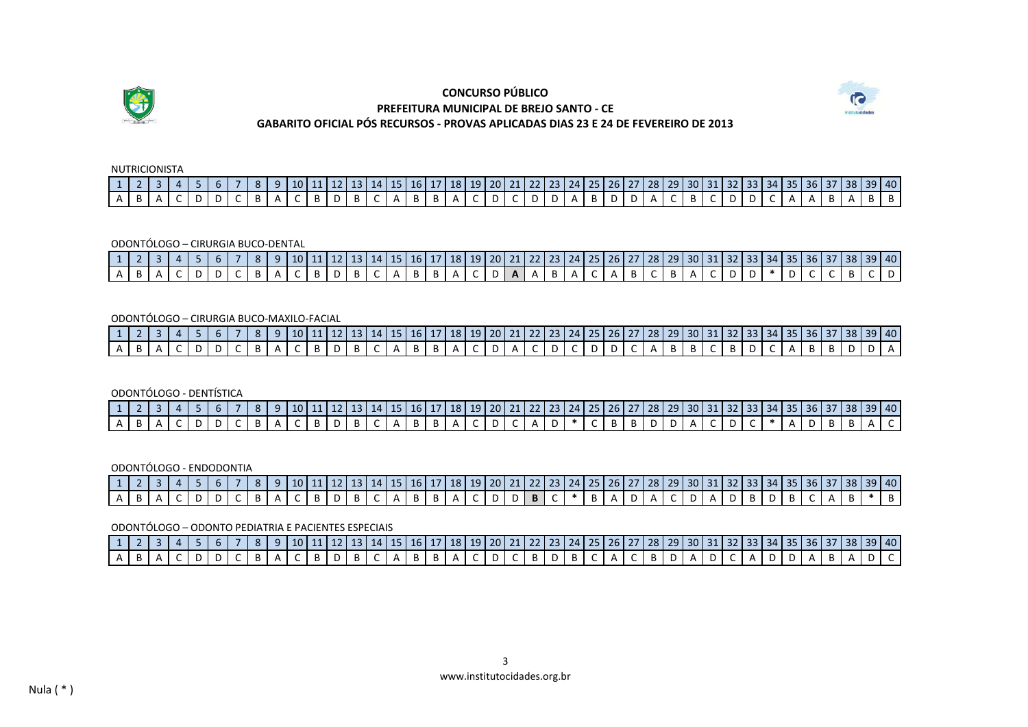**CONCURSO PÚBLICO**
**PREFEITURA MUNICIPAL DE BREJO SANTO - CE**
**GABARITO OFICIAL PÓS RECURSOS - PROVAS APLICADAS DIAS 23 E 24 DE FEVEREIRO DE 2013**

NUTRICIONISTA

| 1 | 2 | 3 | 4 | 5 | 6 | 7 | 8 | 9 | 10 | 11 | 12 | 13 | 14 | 15 | 16 | 17 | 18 | 19 | 20 | 21 | 22 | 23 | 24 | 25 | 26 | 27 | 28 | 29 | 30 | 31 | 32 | 33 | 34 | 35 | 36 | 37 | 38 | 39 | 40 |
|---|---|---|---|---|---|---|---|---|---|---|---|---|---|---|---|---|---|---|---|---|---|---|---|---|---|---|---|---|---|---|---|---|---|---|---|---|---|---|---|
| A | B | A | C | D | D | C | B | A | C | B | D | B | C | A | B | B | A | C | D | C | D | D | A | B | D | D | A | C | B | C | D | D | C | A | A | B | A | B | B |

ODONTÓLOGO – CIRURGIA BUCO-DENTAL

| 1 | 2 | 3 | 4 | 5 | 6 | 7 | 8 | 9 | 10 | 11 | 12 | 13 | 14 | 15 | 16 | 17 | 18 | 19 | 20 | 21 | 22 | 23 | 24 | 25 | 26 | 27 | 28 | 29 | 30 | 31 | 32 | 33 | 34 | 35 | 36 | 37 | 38 | 39 | 40 |
|---|---|---|---|---|---|---|---|---|---|---|---|---|---|---|---|---|---|---|---|---|---|---|---|---|---|---|---|---|---|---|---|---|---|---|---|---|---|---|---|
| A | B | A | C | D | D | C | B | A | C | B | D | B | C | A | B | B | A | C | D | **A** | A | B | A | C | A | B | C | B | A | C | D | D | * | D | C | C | B | C | D |

ODONTÓLOGO – CIRURGIA BUCO-MAXILO-FACIAL

| 1 | 2 | 3 | 4 | 5 | 6 | 7 | 8 | 9 | 10 | 11 | 12 | 13 | 14 | 15 | 16 | 17 | 18 | 19 | 20 | 21 | 22 | 23 | 24 | 25 | 26 | 27 | 28 | 29 | 30 | 31 | 32 | 33 | 34 | 35 | 36 | 37 | 38 | 39 | 40 |
|---|---|---|---|---|---|---|---|---|---|---|---|---|---|---|---|---|---|---|---|---|---|---|---|---|---|---|---|---|---|---|---|---|---|---|---|---|---|---|---|
| A | B | A | C | D | D | C | B | A | C | B | D | B | C | A | B | B | A | C | D | A | C | D | C | D | D | C | A | B | B | C | B | D | C | A | B | B | D | D | A |

ODONTÓLOGO - DENTÍSTICA

| 1 | 2 | 3 | 4 | 5 | 6 | 7 | 8 | 9 | 10 | 11 | 12 | 13 | 14 | 15 | 16 | 17 | 18 | 19 | 20 | 21 | 22 | 23 | 24 | 25 | 26 | 27 | 28 | 29 | 30 | 31 | 32 | 33 | 34 | 35 | 36 | 37 | 38 | 39 | 40 |
|---|---|---|---|---|---|---|---|---|---|---|---|---|---|---|---|---|---|---|---|---|---|---|---|---|---|---|---|---|---|---|---|---|---|---|---|---|---|---|---|
| A | B | A | C | D | D | C | B | A | C | B | D | B | C | A | B | B | A | C | D | C | A | D | * | C | B | B | D | D | A | C | D | C | * | A | D | B | B | A | C |

ODONTÓLOGO - ENDODONTIA

| 1 | 2 | 3 | 4 | 5 | 6 | 7 | 8 | 9 | 10 | 11 | 12 | 13 | 14 | 15 | 16 | 17 | 18 | 19 | 20 | 21 | 22 | 23 | 24 | 25 | 26 | 27 | 28 | 29 | 30 | 31 | 32 | 33 | 34 | 35 | 36 | 37 | 38 | 39 | 40 |
|---|---|---|---|---|---|---|---|---|---|---|---|---|---|---|---|---|---|---|---|---|---|---|---|---|---|---|---|---|---|---|---|---|---|---|---|---|---|---|---|
| A | B | A | C | D | D | C | B | A | C | B | D | B | C | A | B | B | A | C | D | D | **B** | C | * | B | A | D | A | C | D | A | D | B | D | B | C | A | B | * | B |

ODONTÓLOGO – ODONTO PEDIATRIA E PACIENTES ESPECIAIS

| 1 | 2 | 3 | 4 | 5 | 6 | 7 | 8 | 9 | 10 | 11 | 12 | 13 | 14 | 15 | 16 | 17 | 18 | 19 | 20 | 21 | 22 | 23 | 24 | 25 | 26 | 27 | 28 | 29 | 30 | 31 | 32 | 33 | 34 | 35 | 36 | 37 | 38 | 39 | 40 |
|---|---|---|---|---|---|---|---|---|---|---|---|---|---|---|---|---|---|---|---|---|---|---|---|---|---|---|---|---|---|---|---|---|---|---|---|---|---|---|---|
| A | B | A | C | D | D | C | B | A | C | B | D | B | C | A | B | B | A | C | D | C | B | D | B | C | A | C | B | D | A | D | C | A | D | D | A | B | A | D | C |

www.institutocidades.org.br

Nula ( * )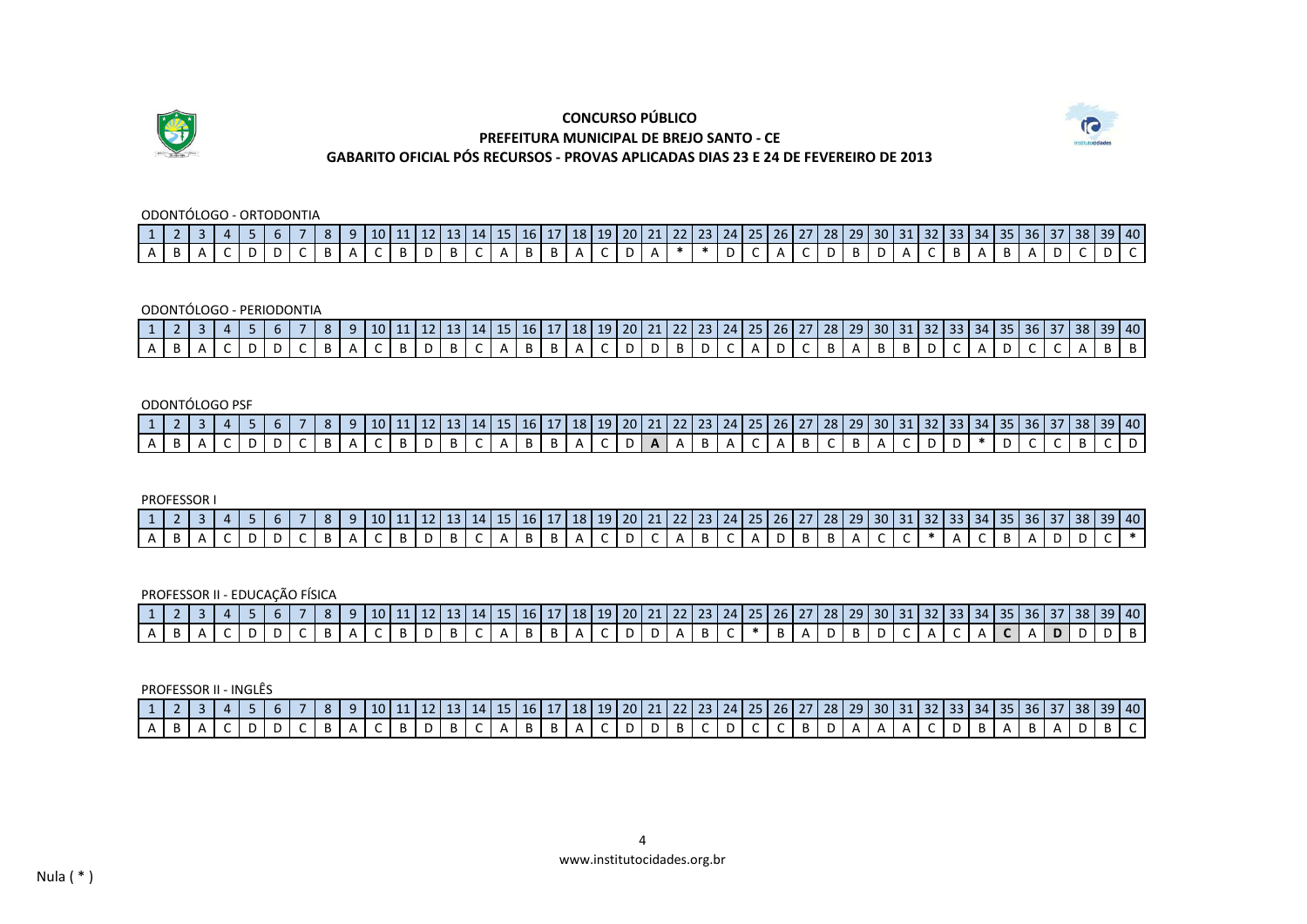**CONCURSO PÚBLICO**
**PREFEITURA MUNICIPAL DE BREJO SANTO - CE**
**GABARITO OFICIAL PÓS RECURSOS - PROVAS APLICADAS DIAS 23 E 24 DE FEVEREIRO DE 2013**

ODONTÓLOGO - ORTODONTIA

| 1 | 2 | 3 | 4 | 5 | 6 | 7 | 8 | 9 | 10 | 11 | 12 | 13 | 14 | 15 | 16 | 17 | 18 | 19 | 20 | 21 | 22 | 23 | 24 | 25 | 26 | 27 | 28 | 29 | 30 | 31 | 32 | 33 | 34 | 35 | 36 | 37 | 38 | 39 | 40 |
|---|---|---|---|---|---|---|---|---|---|---|---|---|---|---|---|---|---|---|---|---|---|---|---|---|---|---|---|---|---|---|---|---|---|---|---|---|---|---|---|
| A | B | A | C | D | D | C | B | A | C | B | D | B | C | A | B | B | A | C | D | A | * | * | D | C | A | C | D | B | D | A | C | B | A | B | A | D | C | D | C |

ODONTÓLOGO - PERIODONTIA

| 1 | 2 | 3 | 4 | 5 | 6 | 7 | 8 | 9 | 10 | 11 | 12 | 13 | 14 | 15 | 16 | 17 | 18 | 19 | 20 | 21 | 22 | 23 | 24 | 25 | 26 | 27 | 28 | 29 | 30 | 31 | 32 | 33 | 34 | 35 | 36 | 37 | 38 | 39 | 40 |
|---|---|---|---|---|---|---|---|---|---|---|---|---|---|---|---|---|---|---|---|---|---|---|---|---|---|---|---|---|---|---|---|---|---|---|---|---|---|---|---|
| A | B | A | C | D | D | C | B | A | C | B | D | B | C | A | B | B | A | C | D | D | B | D | C | A | D | C | B | A | B | B | D | C | A | D | C | C | A | B | B |

ODONTÓLOGO PSF

| 1 | 2 | 3 | 4 | 5 | 6 | 7 | 8 | 9 | 10 | 11 | 12 | 13 | 14 | 15 | 16 | 17 | 18 | 19 | 20 | 21 | 22 | 23 | 24 | 25 | 26 | 27 | 28 | 29 | 30 | 31 | 32 | 33 | 34 | 35 | 36 | 37 | 38 | 39 | 40 |
|---|---|---|---|---|---|---|---|---|---|---|---|---|---|---|---|---|---|---|---|---|---|---|---|---|---|---|---|---|---|---|---|---|---|---|---|---|---|---|---|
| A | B | A | C | D | D | C | B | A | C | B | D | B | C | A | B | B | A | C | D | **A** | A | B | A | C | A | B | C | B | A | C | D | D | * | D | C | C | B | C | D |

PROFESSOR I

| 1 | 2 | 3 | 4 | 5 | 6 | 7 | 8 | 9 | 10 | 11 | 12 | 13 | 14 | 15 | 16 | 17 | 18 | 19 | 20 | 21 | 22 | 23 | 24 | 25 | 26 | 27 | 28 | 29 | 30 | 31 | 32 | 33 | 34 | 35 | 36 | 37 | 38 | 39 | 40 |
|---|---|---|---|---|---|---|---|---|---|---|---|---|---|---|---|---|---|---|---|---|---|---|---|---|---|---|---|---|---|---|---|---|---|---|---|---|---|---|---|
| A | B | A | C | D | D | C | B | A | C | B | D | B | C | A | B | B | A | C | D | C | A | B | C | A | D | B | B | A | C | C | * | A | C | B | A | D | D | C | * |

PROFESSOR II - EDUCAÇÃO FÍSICA

| 1 | 2 | 3 | 4 | 5 | 6 | 7 | 8 | 9 | 10 | 11 | 12 | 13 | 14 | 15 | 16 | 17 | 18 | 19 | 20 | 21 | 22 | 23 | 24 | 25 | 26 | 27 | 28 | 29 | 30 | 31 | 32 | 33 | 34 | 35 | 36 | 37 | 38 | 39 | 40 |
|---|---|---|---|---|---|---|---|---|---|---|---|---|---|---|---|---|---|---|---|---|---|---|---|---|---|---|---|---|---|---|---|---|---|---|---|---|---|---|---|
| A | B | A | C | D | D | C | B | A | C | B | D | B | C | A | B | B | A | C | D | D | A | B | C | * | B | A | D | B | D | C | A | C | A | **C** | A | **D** | D | D | B |

PROFESSOR II - INGLÊS

| 1 | 2 | 3 | 4 | 5 | 6 | 7 | 8 | 9 | 10 | 11 | 12 | 13 | 14 | 15 | 16 | 17 | 18 | 19 | 20 | 21 | 22 | 23 | 24 | 25 | 26 | 27 | 28 | 29 | 30 | 31 | 32 | 33 | 34 | 35 | 36 | 37 | 38 | 39 | 40 |
|---|---|---|---|---|---|---|---|---|---|---|---|---|---|---|---|---|---|---|---|---|---|---|---|---|---|---|---|---|---|---|---|---|---|---|---|---|---|---|---|
| A | B | A | C | D | D | C | B | A | C | B | D | B | C | A | B | B | A | C | D | D | B | C | D | C | C | B | D | A | A | A | C | D | B | A | B | A | D | B | C |

www.institutocidades.org.br

Nula ( * )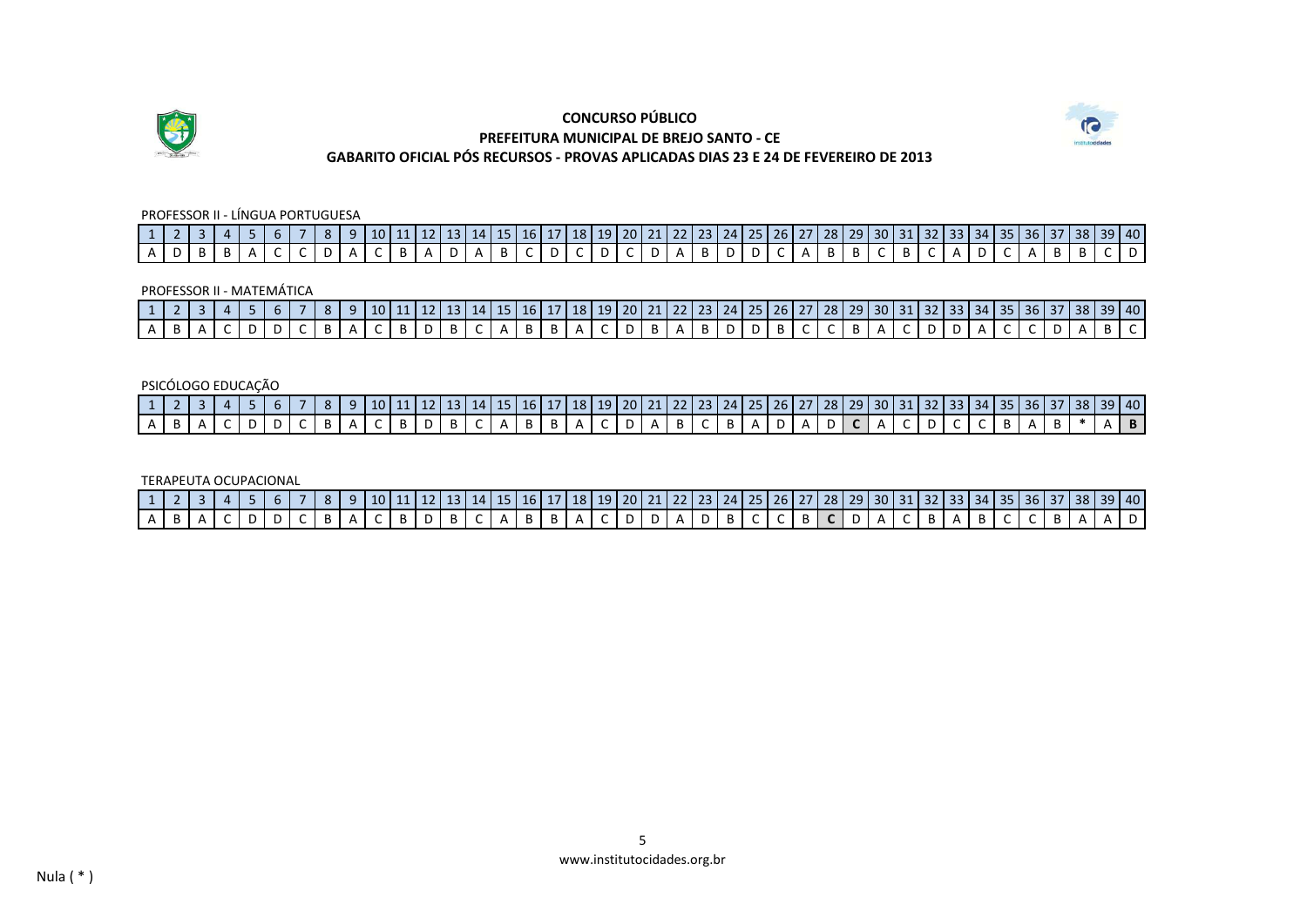**CONCURSO PÚBLICO**
**PREFEITURA MUNICIPAL DE BREJO SANTO - CE**
**GABARITO OFICIAL PÓS RECURSOS - PROVAS APLICADAS DIAS 23 E 24 DE FEVEREIRO DE 2013**

PROFESSOR II - LÍNGUA PORTUGUESA

| 1 | 2 | 3 | 4 | 5 | 6 | 7 | 8 | 9 | 10 | 11 | 12 | 13 | 14 | 15 | 16 | 17 | 18 | 19 | 20 | 21 | 22 | 23 | 24 | 25 | 26 | 27 | 28 | 29 | 30 | 31 | 32 | 33 | 34 | 35 | 36 | 37 | 38 | 39 | 40 |
|---|---|---|---|---|---|---|---|---|---|---|---|---|---|---|---|---|---|---|---|---|---|---|---|---|---|---|---|---|---|---|---|---|---|---|---|---|---|---|---|
| A | D | B | B | A | C | C | D | A | C | B | A | D | A | B | C | D | C | D | C | D | A | B | D | D | C | A | B | B | C | B | C | A | D | C | A | B | B | C | D |

PROFESSOR II - MATEMÁTICA

| 1 | 2 | 3 | 4 | 5 | 6 | 7 | 8 | 9 | 10 | 11 | 12 | 13 | 14 | 15 | 16 | 17 | 18 | 19 | 20 | 21 | 22 | 23 | 24 | 25 | 26 | 27 | 28 | 29 | 30 | 31 | 32 | 33 | 34 | 35 | 36 | 37 | 38 | 39 | 40 |
|---|---|---|---|---|---|---|---|---|---|---|---|---|---|---|---|---|---|---|---|---|---|---|---|---|---|---|---|---|---|---|---|---|---|---|---|---|---|---|---|
| A | B | A | C | D | D | C | B | A | C | B | D | B | C | A | B | B | A | C | D | B | A | B | D | D | B | C | C | B | A | C | D | D | A | C | C | D | A | B | C |

PSICÓLOGO EDUCAÇÃO

| 1 | 2 | 3 | 4 | 5 | 6 | 7 | 8 | 9 | 10 | 11 | 12 | 13 | 14 | 15 | 16 | 17 | 18 | 19 | 20 | 21 | 22 | 23 | 24 | 25 | 26 | 27 | 28 | 29 | 30 | 31 | 32 | 33 | 34 | 35 | 36 | 37 | 38 | 39 | 40 |
|---|---|---|---|---|---|---|---|---|---|---|---|---|---|---|---|---|---|---|---|---|---|---|---|---|---|---|---|---|---|---|---|---|---|---|---|---|---|---|---|
| A | B | A | C | D | D | C | B | A | C | B | D | B | C | A | B | B | A | C | D | A | B | C | B | A | D | A | D | **C** | A | C | D | C | C | B | A | B | * | A | **B** |

TERAPEUTA OCUPACIONAL

| 1 | 2 | 3 | 4 | 5 | 6 | 7 | 8 | 9 | 10 | 11 | 12 | 13 | 14 | 15 | 16 | 17 | 18 | 19 | 20 | 21 | 22 | 23 | 24 | 25 | 26 | 27 | 28 | 29 | 30 | 31 | 32 | 33 | 34 | 35 | 36 | 37 | 38 | 39 | 40 |
|---|---|---|---|---|---|---|---|---|---|---|---|---|---|---|---|---|---|---|---|---|---|---|---|---|---|---|---|---|---|---|---|---|---|---|---|---|---|---|---|
| A | B | A | C | D | D | C | B | A | C | B | D | B | C | A | B | B | A | C | D | D | A | D | B | C | C | B | **C** | D | A | C | B | A | B | C | C | B | A | A | D |

www.institutocidades.org.br

Nula ( * )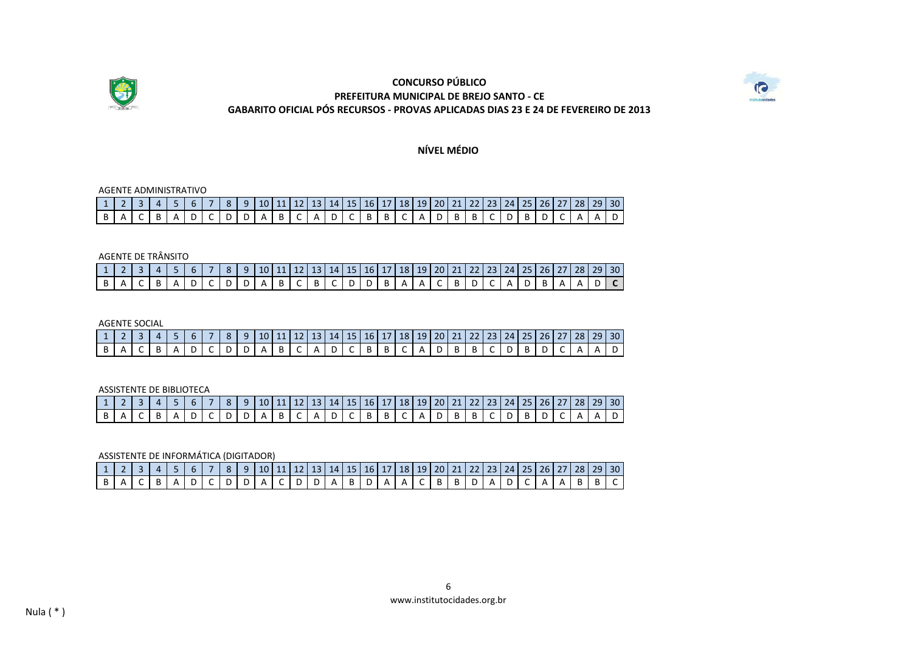**CONCURSO PÚBLICO**
**PREFEITURA MUNICIPAL DE BREJO SANTO - CE**
**GABARITO OFICIAL PÓS RECURSOS - PROVAS APLICADAS DIAS 23 E 24 DE FEVEREIRO DE 2013**

## NÍVEL MÉDIO

AGENTE ADMINISTRATIVO

| 1 | 2 | 3 | 4 | 5 | 6 | 7 | 8 | 9 | 10 | 11 | 12 | 13 | 14 | 15 | 16 | 17 | 18 | 19 | 20 | 21 | 22 | 23 | 24 | 25 | 26 | 27 | 28 | 29 | 30 |
|---|---|---|---|---|---|---|---|---|---|---|---|---|---|---|---|---|---|---|---|---|---|---|---|---|---|---|---|---|---|
| B | A | C | B | A | D | C | D | D | A | B | C | A | D | C | B | B | C | A | D | B | B | C | D | B | D | C | A | A | D |

AGENTE DE TRÂNSITO

| 1 | 2 | 3 | 4 | 5 | 6 | 7 | 8 | 9 | 10 | 11 | 12 | 13 | 14 | 15 | 16 | 17 | 18 | 19 | 20 | 21 | 22 | 23 | 24 | 25 | 26 | 27 | 28 | 29 | 30 |
|---|---|---|---|---|---|---|---|---|---|---|---|---|---|---|---|---|---|---|---|---|---|---|---|---|---|---|---|---|---|
| B | A | C | B | A | D | C | D | D | A | B | C | B | C | D | D | B | A | A | C | B | D | C | A | D | B | A | A | D | **C** |

AGENTE SOCIAL

| 1 | 2 | 3 | 4 | 5 | 6 | 7 | 8 | 9 | 10 | 11 | 12 | 13 | 14 | 15 | 16 | 17 | 18 | 19 | 20 | 21 | 22 | 23 | 24 | 25 | 26 | 27 | 28 | 29 | 30 |
|---|---|---|---|---|---|---|---|---|---|---|---|---|---|---|---|---|---|---|---|---|---|---|---|---|---|---|---|---|---|
| B | A | C | B | A | D | C | D | D | A | B | C | A | D | C | B | B | C | A | D | B | B | C | D | B | D | C | A | A | D |

ASSISTENTE DE BIBLIOTECA

| 1 | 2 | 3 | 4 | 5 | 6 | 7 | 8 | 9 | 10 | 11 | 12 | 13 | 14 | 15 | 16 | 17 | 18 | 19 | 20 | 21 | 22 | 23 | 24 | 25 | 26 | 27 | 28 | 29 | 30 |
|---|---|---|---|---|---|---|---|---|---|---|---|---|---|---|---|---|---|---|---|---|---|---|---|---|---|---|---|---|---|
| B | A | C | B | A | D | C | D | D | A | B | C | A | D | C | B | B | C | A | D | B | B | C | D | B | D | C | A | A | D |

ASSISTENTE DE INFORMÁTICA (DIGITADOR)

| 1 | 2 | 3 | 4 | 5 | 6 | 7 | 8 | 9 | 10 | 11 | 12 | 13 | 14 | 15 | 16 | 17 | 18 | 19 | 20 | 21 | 22 | 23 | 24 | 25 | 26 | 27 | 28 | 29 | 30 |
|---|---|---|---|---|---|---|---|---|---|---|---|---|---|---|---|---|---|---|---|---|---|---|---|---|---|---|---|---|---|
| B | A | C | B | A | D | C | D | D | A | C | D | D | A | B | D | A | A | C | B | B | D | A | D | C | A | A | B | B | C |

Nula ( * )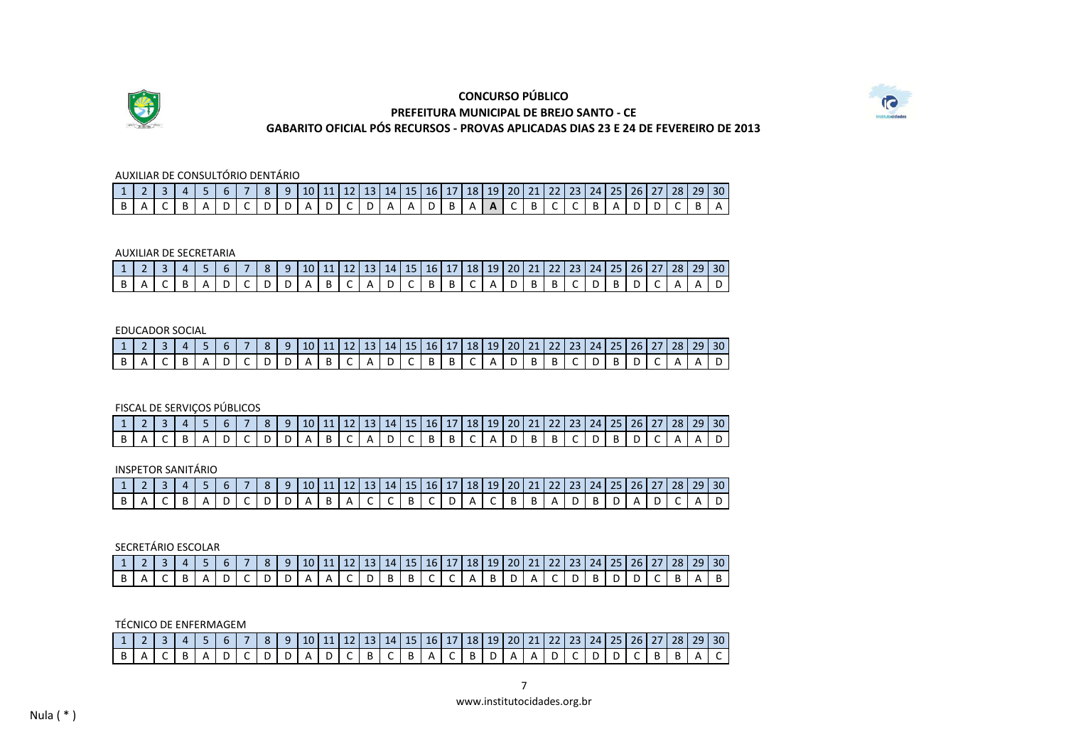## CONCURSO PÚBLICO
## PREFEITURA MUNICIPAL DE BREJO SANTO - CE
## GABARITO OFICIAL PÓS RECURSOS - PROVAS APLICADAS DIAS 23 E 24 DE FEVEREIRO DE 2013

AUXILIAR DE CONSULTÓRIO DENTÁRIO

| 1 | 2 | 3 | 4 | 5 | 6 | 7 | 8 | 9 | 10 | 11 | 12 | 13 | 14 | 15 | 16 | 17 | 18 | 19 | 20 | 21 | 22 | 23 | 24 | 25 | 26 | 27 | 28 | 29 | 30 |
|---|---|---|---|---|---|---|---|---|---|---|---|---|---|---|---|---|---|---|---|---|---|---|---|---|---|---|---|---|---|
| B | A | C | B | A | D | C | D | D | A | D | C | D | A | A | D | B | A | **A** | C | B | C | C | B | A | D | D | C | B | A |

AUXILIAR DE SECRETARIA

| 1 | 2 | 3 | 4 | 5 | 6 | 7 | 8 | 9 | 10 | 11 | 12 | 13 | 14 | 15 | 16 | 17 | 18 | 19 | 20 | 21 | 22 | 23 | 24 | 25 | 26 | 27 | 28 | 29 | 30 |
|---|---|---|---|---|---|---|---|---|---|---|---|---|---|---|---|---|---|---|---|---|---|---|---|---|---|---|---|---|---|
| B | A | C | B | A | D | C | D | D | A | B | C | A | D | C | B | B | C | A | D | B | B | C | D | B | D | C | A | A | D |

EDUCADOR SOCIAL

| 1 | 2 | 3 | 4 | 5 | 6 | 7 | 8 | 9 | 10 | 11 | 12 | 13 | 14 | 15 | 16 | 17 | 18 | 19 | 20 | 21 | 22 | 23 | 24 | 25 | 26 | 27 | 28 | 29 | 30 |
|---|---|---|---|---|---|---|---|---|---|---|---|---|---|---|---|---|---|---|---|---|---|---|---|---|---|---|---|---|---|
| B | A | C | B | A | D | C | D | D | A | B | C | A | D | C | B | B | C | A | D | B | B | C | D | B | D | C | A | A | D |

FISCAL DE SERVIÇOS PÚBLICOS

| 1 | 2 | 3 | 4 | 5 | 6 | 7 | 8 | 9 | 10 | 11 | 12 | 13 | 14 | 15 | 16 | 17 | 18 | 19 | 20 | 21 | 22 | 23 | 24 | 25 | 26 | 27 | 28 | 29 | 30 |
|---|---|---|---|---|---|---|---|---|---|---|---|---|---|---|---|---|---|---|---|---|---|---|---|---|---|---|---|---|---|
| B | A | C | B | A | D | C | D | D | A | B | C | A | D | C | B | B | C | A | D | B | B | C | D | B | D | C | A | A | D |

INSPETOR SANITÁRIO

| 1 | 2 | 3 | 4 | 5 | 6 | 7 | 8 | 9 | 10 | 11 | 12 | 13 | 14 | 15 | 16 | 17 | 18 | 19 | 20 | 21 | 22 | 23 | 24 | 25 | 26 | 27 | 28 | 29 | 30 |
|---|---|---|---|---|---|---|---|---|---|---|---|---|---|---|---|---|---|---|---|---|---|---|---|---|---|---|---|---|---|
| B | A | C | B | A | D | C | D | D | A | B | A | C | C | B | C | D | A | C | B | B | A | D | B | D | A | D | C | A | D |

SECRETÁRIO ESCOLAR

| 1 | 2 | 3 | 4 | 5 | 6 | 7 | 8 | 9 | 10 | 11 | 12 | 13 | 14 | 15 | 16 | 17 | 18 | 19 | 20 | 21 | 22 | 23 | 24 | 25 | 26 | 27 | 28 | 29 | 30 |
|---|---|---|---|---|---|---|---|---|---|---|---|---|---|---|---|---|---|---|---|---|---|---|---|---|---|---|---|---|---|
| B | A | C | B | A | D | C | D | D | A | A | C | D | B | B | C | C | A | B | D | A | C | D | B | D | D | C | B | A | B |

TÉCNICO DE ENFERMAGEM

| 1 | 2 | 3 | 4 | 5 | 6 | 7 | 8 | 9 | 10 | 11 | 12 | 13 | 14 | 15 | 16 | 17 | 18 | 19 | 20 | 21 | 22 | 23 | 24 | 25 | 26 | 27 | 28 | 29 | 30 |
|---|---|---|---|---|---|---|---|---|---|---|---|---|---|---|---|---|---|---|---|---|---|---|---|---|---|---|---|---|---|
| B | A | C | B | A | D | C | D | D | A | D | C | B | C | B | A | C | B | D | A | A | D | C | D | D | C | B | B | A | C |

www.institutocidades.org.br

Nula ( * )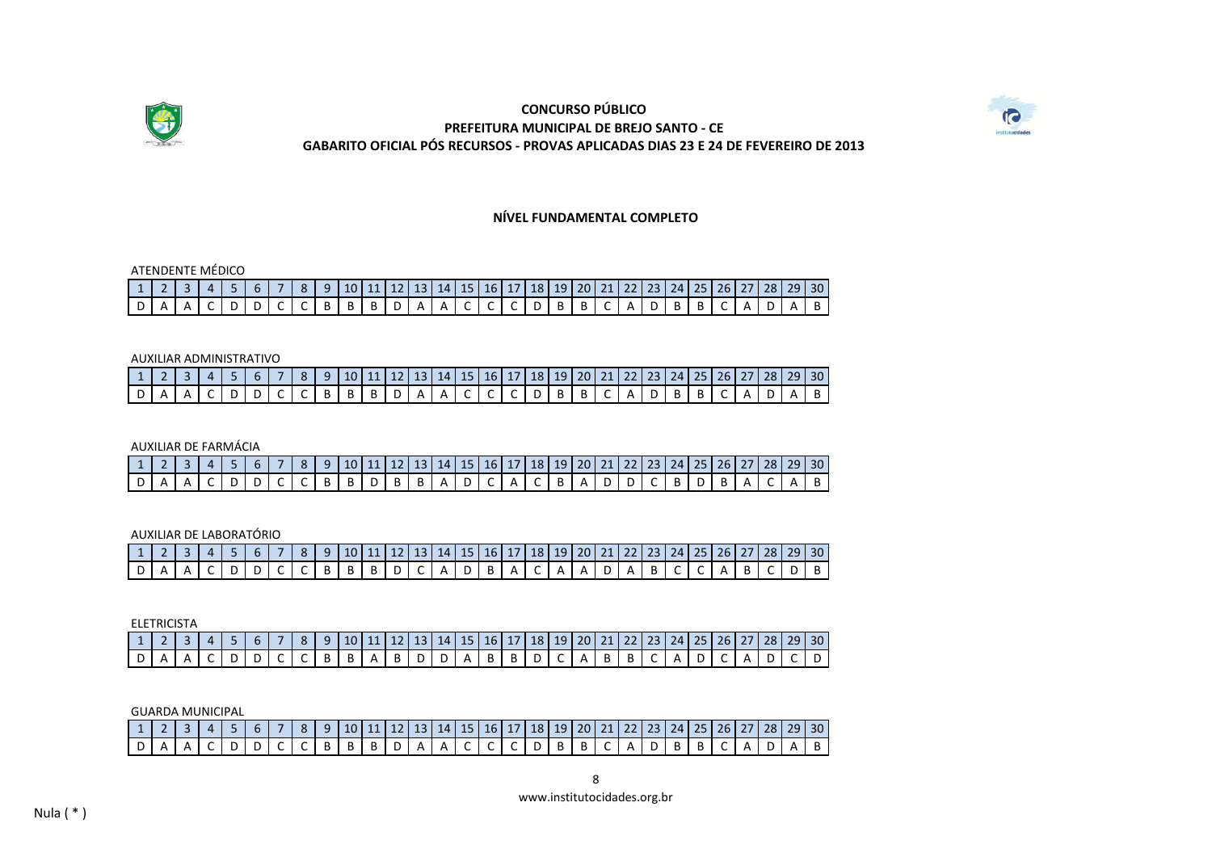**CONCURSO PÚBLICO**
**PREFEITURA MUNICIPAL DE BREJO SANTO - CE**
**GABARITO OFICIAL PÓS RECURSOS - PROVAS APLICADAS DIAS 23 E 24 DE FEVEREIRO DE 2013**

## NÍVEL FUNDAMENTAL COMPLETO

ATENDENTE MÉDICO

| 1 | 2 | 3 | 4 | 5 | 6 | 7 | 8 | 9 | 10 | 11 | 12 | 13 | 14 | 15 | 16 | 17 | 18 | 19 | 20 | 21 | 22 | 23 | 24 | 25 | 26 | 27 | 28 | 29 | 30 |
|---|---|---|---|---|---|---|---|---|---|---|---|---|---|---|---|---|---|---|---|---|---|---|---|---|---|---|---|---|---|
| D | A | A | C | D | D | C | C | B | B | B | D | A | A | C | C | C | D | B | B | C | A | D | B | B | C | A | D | A | B |

AUXILIAR ADMINISTRATIVO

| 1 | 2 | 3 | 4 | 5 | 6 | 7 | 8 | 9 | 10 | 11 | 12 | 13 | 14 | 15 | 16 | 17 | 18 | 19 | 20 | 21 | 22 | 23 | 24 | 25 | 26 | 27 | 28 | 29 | 30 |
|---|---|---|---|---|---|---|---|---|---|---|---|---|---|---|---|---|---|---|---|---|---|---|---|---|---|---|---|---|---|
| D | A | A | C | D | D | C | C | B | B | B | D | A | A | C | C | C | D | B | B | C | A | D | B | B | C | A | D | A | B |

AUXILIAR DE FARMÁCIA

| 1 | 2 | 3 | 4 | 5 | 6 | 7 | 8 | 9 | 10 | 11 | 12 | 13 | 14 | 15 | 16 | 17 | 18 | 19 | 20 | 21 | 22 | 23 | 24 | 25 | 26 | 27 | 28 | 29 | 30 |
|---|---|---|---|---|---|---|---|---|---|---|---|---|---|---|---|---|---|---|---|---|---|---|---|---|---|---|---|---|---|
| D | A | A | C | D | D | C | C | B | B | D | B | B | A | D | C | A | C | B | A | D | D | C | B | D | B | A | C | A | B |

AUXILIAR DE LABORATÓRIO

| 1 | 2 | 3 | 4 | 5 | 6 | 7 | 8 | 9 | 10 | 11 | 12 | 13 | 14 | 15 | 16 | 17 | 18 | 19 | 20 | 21 | 22 | 23 | 24 | 25 | 26 | 27 | 28 | 29 | 30 |
|---|---|---|---|---|---|---|---|---|---|---|---|---|---|---|---|---|---|---|---|---|---|---|---|---|---|---|---|---|---|
| D | A | A | C | D | D | C | C | B | B | B | D | C | A | D | B | A | C | A | A | D | A | B | C | C | A | B | C | D | B |

ELETRICISTA

| 1 | 2 | 3 | 4 | 5 | 6 | 7 | 8 | 9 | 10 | 11 | 12 | 13 | 14 | 15 | 16 | 17 | 18 | 19 | 20 | 21 | 22 | 23 | 24 | 25 | 26 | 27 | 28 | 29 | 30 |
|---|---|---|---|---|---|---|---|---|---|---|---|---|---|---|---|---|---|---|---|---|---|---|---|---|---|---|---|---|---|
| D | A | A | C | D | D | C | C | B | B | A | B | D | D | A | B | B | D | C | A | B | B | C | A | D | C | A | D | C | D |

GUARDA MUNICIPAL

| 1 | 2 | 3 | 4 | 5 | 6 | 7 | 8 | 9 | 10 | 11 | 12 | 13 | 14 | 15 | 16 | 17 | 18 | 19 | 20 | 21 | 22 | 23 | 24 | 25 | 26 | 27 | 28 | 29 | 30 |
|---|---|---|---|---|---|---|---|---|---|---|---|---|---|---|---|---|---|---|---|---|---|---|---|---|---|---|---|---|---|
| D | A | A | C | D | D | C | C | B | B | B | D | A | A | C | C | C | D | B | B | C | A | D | B | B | C | A | D | A | B |

www.institutocidades.org.br

Nula ( * )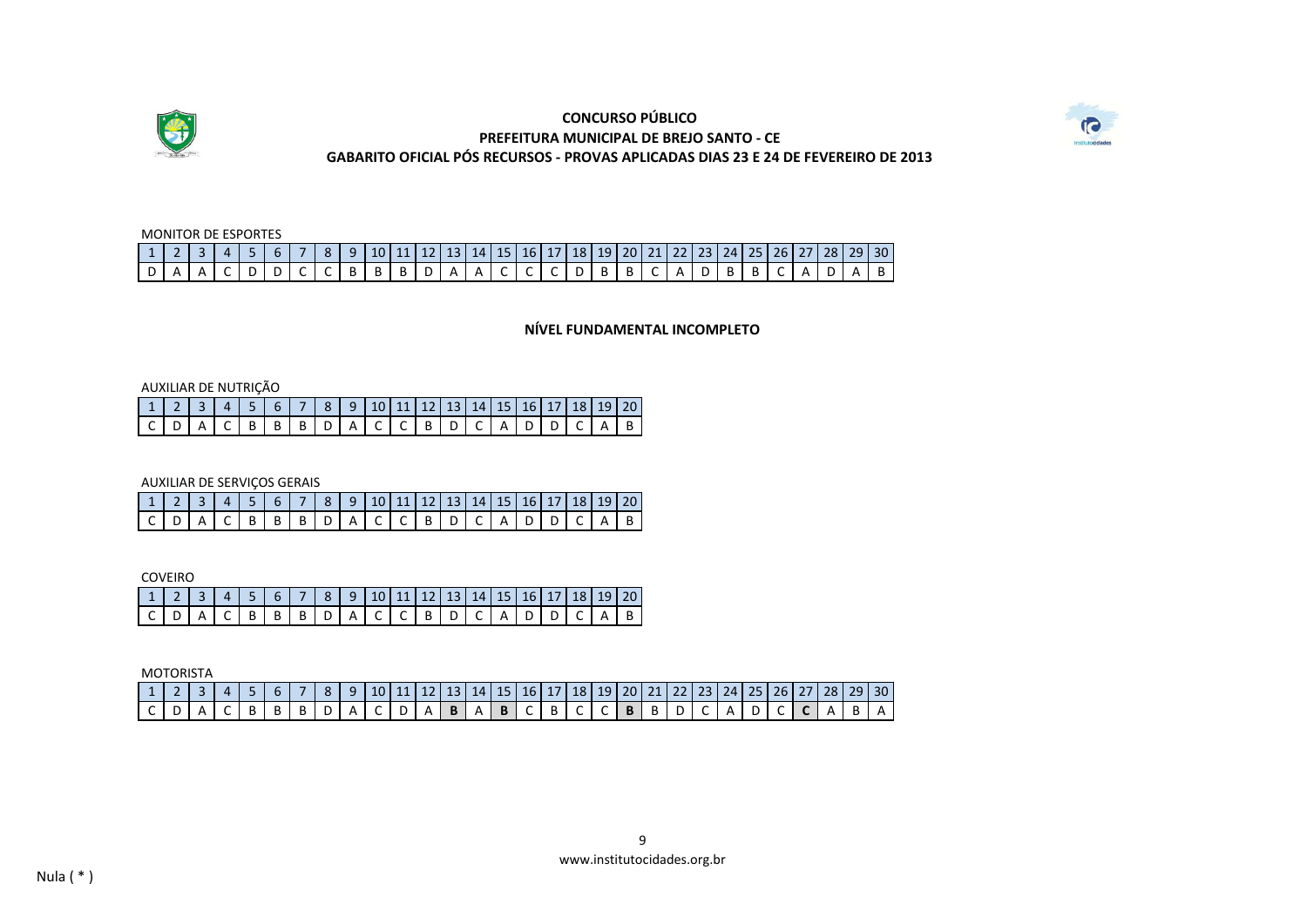**CONCURSO PÚBLICO**
**PREFEITURA MUNICIPAL DE BREJO SANTO - CE**
**GABARITO OFICIAL PÓS RECURSOS - PROVAS APLICADAS DIAS 23 E 24 DE FEVEREIRO DE 2013**

MONITOR DE ESPORTES

| 1 | 2 | 3 | 4 | 5 | 6 | 7 | 8 | 9 | 10 | 11 | 12 | 13 | 14 | 15 | 16 | 17 | 18 | 19 | 20 | 21 | 22 | 23 | 24 | 25 | 26 | 27 | 28 | 29 | 30 |
|---|---|---|---|---|---|---|---|---|---|---|---|---|---|---|---|---|---|---|---|---|---|---|---|---|---|---|---|---|---|
| D | A | A | C | D | D | C | C | B | B | B | D | A | A | C | C | C | D | B | B | C | A | D | B | B | C | A | D | A | B |

## NÍVEL FUNDAMENTAL INCOMPLETO

AUXILIAR DE NUTRIÇÃO

| 1 | 2 | 3 | 4 | 5 | 6 | 7 | 8 | 9 | 10 | 11 | 12 | 13 | 14 | 15 | 16 | 17 | 18 | 19 | 20 |
|---|---|---|---|---|---|---|---|---|---|---|---|---|---|---|---|---|---|---|---|
| C | D | A | C | B | B | B | D | A | C | C | B | D | C | A | D | D | C | A | B |

AUXILIAR DE SERVIÇOS GERAIS

| 1 | 2 | 3 | 4 | 5 | 6 | 7 | 8 | 9 | 10 | 11 | 12 | 13 | 14 | 15 | 16 | 17 | 18 | 19 | 20 |
|---|---|---|---|---|---|---|---|---|---|---|---|---|---|---|---|---|---|---|---|
| C | D | A | C | B | B | B | D | A | C | C | B | D | C | A | D | D | C | A | B |

COVEIRO

| 1 | 2 | 3 | 4 | 5 | 6 | 7 | 8 | 9 | 10 | 11 | 12 | 13 | 14 | 15 | 16 | 17 | 18 | 19 | 20 |
|---|---|---|---|---|---|---|---|---|---|---|---|---|---|---|---|---|---|---|---|
| C | D | A | C | B | B | B | D | A | C | C | B | D | C | A | D | D | C | A | B |

MOTORISTA

| 1 | 2 | 3 | 4 | 5 | 6 | 7 | 8 | 9 | 10 | 11 | 12 | 13 | 14 | 15 | 16 | 17 | 18 | 19 | 20 | 21 | 22 | 23 | 24 | 25 | 26 | 27 | 28 | 29 | 30 |
|---|---|---|---|---|---|---|---|---|---|---|---|---|---|---|---|---|---|---|---|---|---|---|---|---|---|---|---|---|---|
| C | D | A | C | B | B | B | D | A | C | D | A | **B** | A | **B** | C | B | C | C | **B** | B | D | C | A | D | C | **C** | A | B | A |

Nula ( * )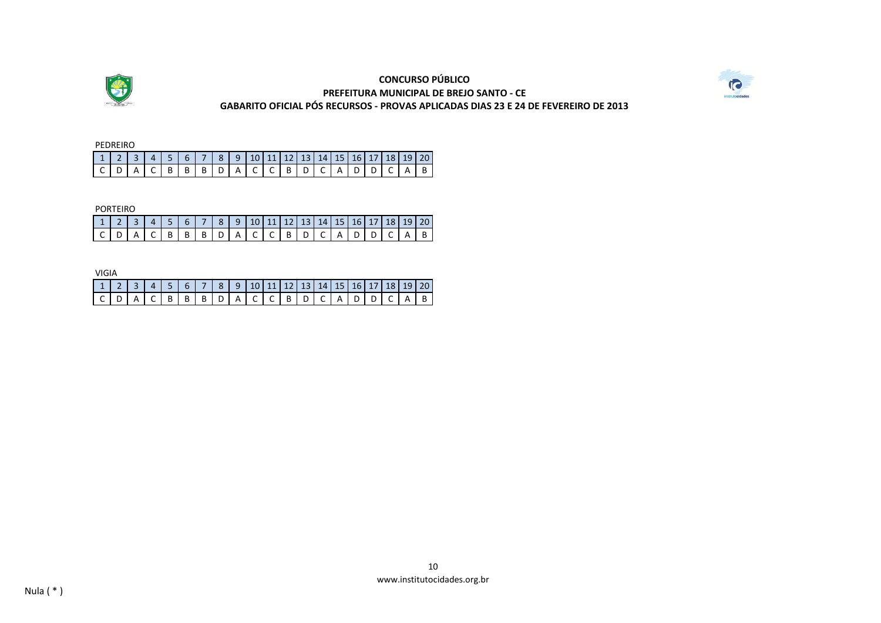**CONCURSO PÚBLICO**
**PREFEITURA MUNICIPAL DE BREJO SANTO - CE**
**GABARITO OFICIAL PÓS RECURSOS - PROVAS APLICADAS DIAS 23 E 24 DE FEVEREIRO DE 2013**

PEDREIRO

| 1 | 2 | 3 | 4 | 5 | 6 | 7 | 8 | 9 | 10 | 11 | 12 | 13 | 14 | 15 | 16 | 17 | 18 | 19 | 20 |
|---|---|---|---|---|---|---|---|---|---|---|---|---|---|---|---|---|---|---|---|
| C | D | A | C | B | B | B | D | A | C | C | B | D | C | A | D | D | C | A | B |

PORTEIRO

| 1 | 2 | 3 | 4 | 5 | 6 | 7 | 8 | 9 | 10 | 11 | 12 | 13 | 14 | 15 | 16 | 17 | 18 | 19 | 20 |
|---|---|---|---|---|---|---|---|---|---|---|---|---|---|---|---|---|---|---|---|
| C | D | A | C | B | B | B | D | A | C | C | B | D | C | A | D | D | C | A | B |

VIGIA

| 1 | 2 | 3 | 4 | 5 | 6 | 7 | 8 | 9 | 10 | 11 | 12 | 13 | 14 | 15 | 16 | 17 | 18 | 19 | 20 |
|---|---|---|---|---|---|---|---|---|---|---|---|---|---|---|---|---|---|---|---|
| C | D | A | C | B | B | B | D | A | C | C | B | D | C | A | D | D | C | A | B |

Nula ( * )